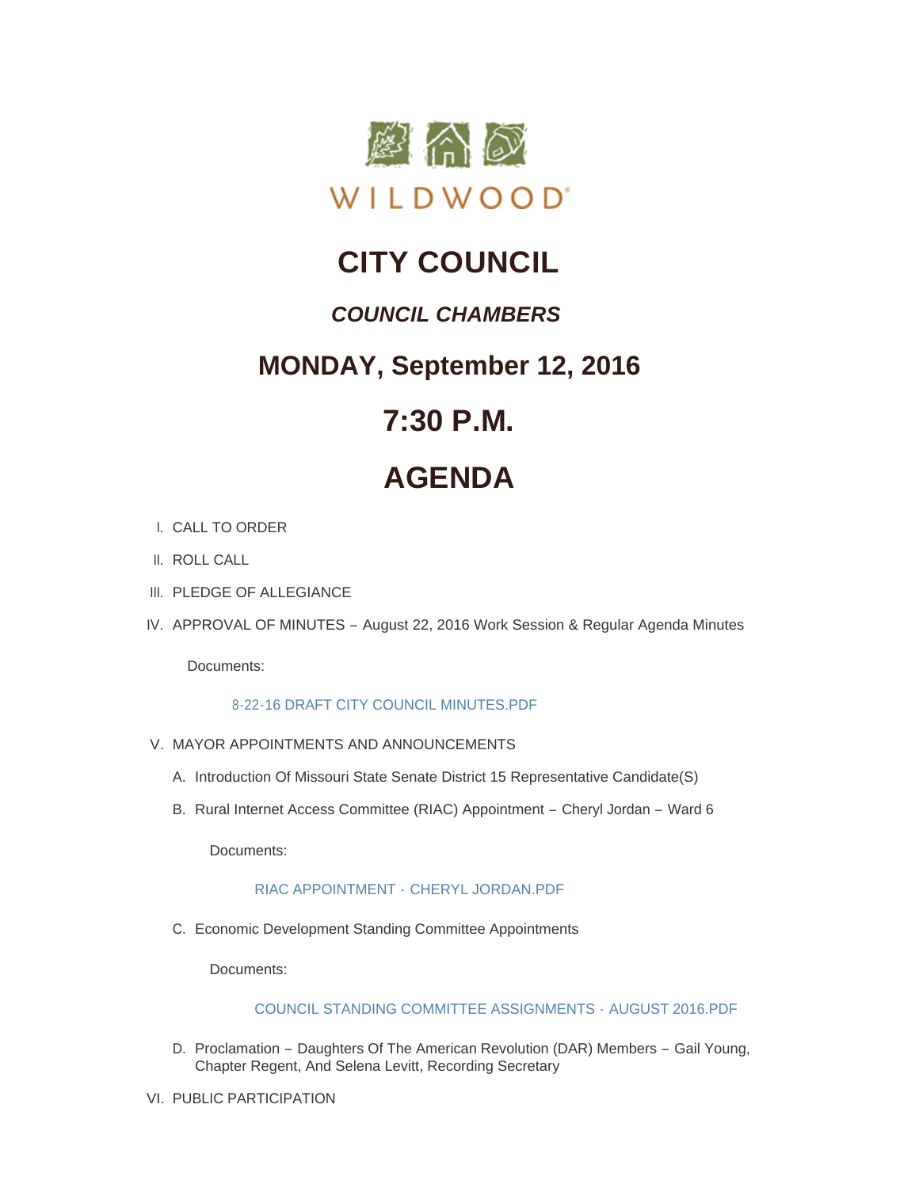WILDWOOD

# CITY COUNCIL

## *COUNCIL CHAMBERS*

## MONDAY, September 12, 2016

## 7:30 P.M.

# AGENDA

I. CALL TO ORDER

II. ROLL CALL

III. PLEDGE OF ALLEGIANCE

IV. APPROVAL OF MINUTES – August 22, 2016 Work Session & Regular Agenda Minutes

Documents:

8-22-16 DRAFT CITY COUNCIL MINUTES.PDF

V. MAYOR APPOINTMENTS AND ANNOUNCEMENTS

A. Introduction Of Missouri State Senate District 15 Representative Candidate(S)

B. Rural Internet Access Committee (RIAC) Appointment – Cheryl Jordan – Ward 6

Documents:

RIAC APPOINTMENT - CHERYL JORDAN.PDF

C. Economic Development Standing Committee Appointments

Documents:

COUNCIL STANDING COMMITTEE ASSIGNMENTS - AUGUST 2016.PDF

D. Proclamation – Daughters Of The American Revolution (DAR) Members – Gail Young, Chapter Regent, And Selena Levitt, Recording Secretary

VI. PUBLIC PARTICIPATION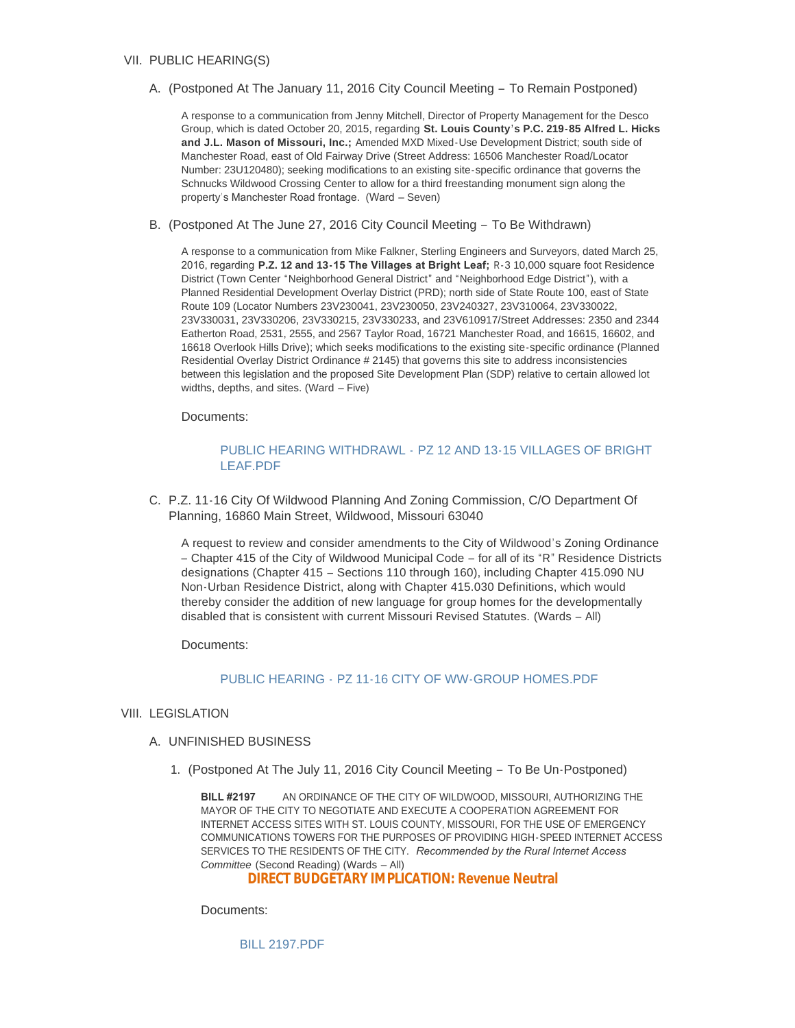VII. PUBLIC HEARING(S)

A. (Postponed At The January 11, 2016 City Council Meeting – To Remain Postponed)

A response to a communication from Jenny Mitchell, Director of Property Management for the Desco Group, which is dated October 20, 2015, regarding **St. Louis County's P.C. 219-85 Alfred L. Hicks and J.L. Mason of Missouri, Inc.;** Amended MXD Mixed-Use Development District; south side of Manchester Road, east of Old Fairway Drive (Street Address: 16506 Manchester Road/Locator Number: 23U120480); seeking modifications to an existing site-specific ordinance that governs the Schnucks Wildwood Crossing Center to allow for a third freestanding monument sign along the property's Manchester Road frontage. (Ward – Seven)

B. (Postponed At The June 27, 2016 City Council Meeting – To Be Withdrawn)

A response to a communication from Mike Falkner, Sterling Engineers and Surveyors, dated March 25, 2016, regarding **P.Z. 12 and 13-15 The Villages at Bright Leaf;** R-3 10,000 square foot Residence District (Town Center "Neighborhood General District" and "Neighborhood Edge District"), with a Planned Residential Development Overlay District (PRD); north side of State Route 100, east of State Route 109 (Locator Numbers 23V230041, 23V230050, 23V240327, 23V310064, 23V330022, 23V330031, 23V330206, 23V330215, 23V330233, and 23V610917/Street Addresses: 2350 and 2344 Eatherton Road, 2531, 2555, and 2567 Taylor Road, 16721 Manchester Road, and 16615, 16602, and 16618 Overlook Hills Drive); which seeks modifications to the existing site-specific ordinance (Planned Residential Overlay District Ordinance # 2145) that governs this site to address inconsistencies between this legislation and the proposed Site Development Plan (SDP) relative to certain allowed lot widths, depths, and sites. (Ward – Five)

Documents:

PUBLIC HEARING WITHDRAWL - PZ 12 AND 13-15 VILLAGES OF BRIGHT LEAF.PDF

C. P.Z. 11-16 City Of Wildwood Planning And Zoning Commission, C/O Department Of Planning, 16860 Main Street, Wildwood, Missouri 63040

A request to review and consider amendments to the City of Wildwood's Zoning Ordinance – Chapter 415 of the City of Wildwood Municipal Code – for all of its "R" Residence Districts designations (Chapter 415 – Sections 110 through 160), including Chapter 415.090 NU Non-Urban Residence District, along with Chapter 415.030 Definitions, which would thereby consider the addition of new language for group homes for the developmentally disabled that is consistent with current Missouri Revised Statutes. (Wards – All)

Documents:

PUBLIC HEARING - PZ 11-16 CITY OF WW-GROUP HOMES.PDF

VIII. LEGISLATION

A. UNFINISHED BUSINESS

1. (Postponed At The July 11, 2016 City Council Meeting – To Be Un-Postponed)

**BILL #2197** AN ORDINANCE OF THE CITY OF WILDWOOD, MISSOURI, AUTHORIZING THE MAYOR OF THE CITY TO NEGOTIATE AND EXECUTE A COOPERATION AGREEMENT FOR INTERNET ACCESS SITES WITH ST. LOUIS COUNTY, MISSOURI, FOR THE USE OF EMERGENCY COMMUNICATIONS TOWERS FOR THE PURPOSES OF PROVIDING HIGH-SPEED INTERNET ACCESS SERVICES TO THE RESIDENTS OF THE CITY. *Recommended by the Rural Internet Access Committee* (Second Reading) (Wards – All)

**DIRECT BUDGETARY IMPLICATION: Revenue Neutral**

Documents:

BILL 2197.PDF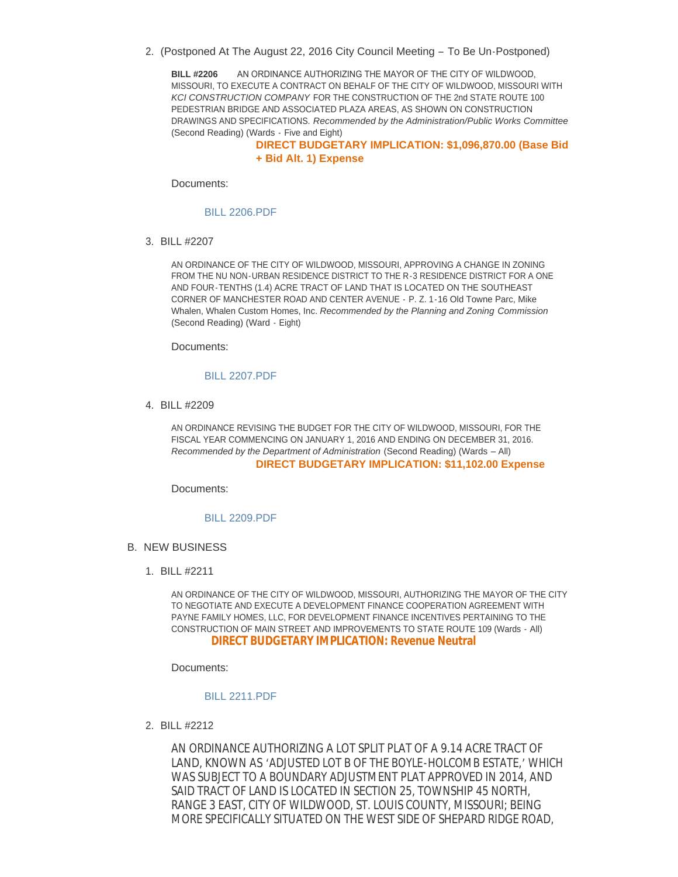2. (Postponed At The August 22, 2016 City Council Meeting – To Be Un-Postponed)

   **BILL #2206** AN ORDINANCE AUTHORIZING THE MAYOR OF THE CITY OF WILDWOOD, MISSOURI, TO EXECUTE A CONTRACT ON BEHALF OF THE CITY OF WILDWOOD, MISSOURI WITH *KCI CONSTRUCTION COMPANY* FOR THE CONSTRUCTION OF THE 2nd STATE ROUTE 100 PEDESTRIAN BRIDGE AND ASSOCIATED PLAZA AREAS, AS SHOWN ON CONSTRUCTION DRAWINGS AND SPECIFICATIONS. *Recommended by the Administration/Public Works Committee* (Second Reading) (Wards - Five and Eight)

   **DIRECT BUDGETARY IMPLICATION: $1,096,870.00 (Base Bid + Bid Alt. 1) Expense**

   Documents:

   BILL 2206.PDF

3. BILL #2207

   AN ORDINANCE OF THE CITY OF WILDWOOD, MISSOURI, APPROVING A CHANGE IN ZONING FROM THE NU NON-URBAN RESIDENCE DISTRICT TO THE R-3 RESIDENCE DISTRICT FOR A ONE AND FOUR-TENTHS (1.4) ACRE TRACT OF LAND THAT IS LOCATED ON THE SOUTHEAST CORNER OF MANCHESTER ROAD AND CENTER AVENUE - P. Z. 1-16 Old Towne Parc, Mike Whalen, Whalen Custom Homes, Inc. *Recommended by the Planning and Zoning Commission* (Second Reading) (Ward - Eight)

   Documents:

   BILL 2207.PDF

4. BILL #2209

   AN ORDINANCE REVISING THE BUDGET FOR THE CITY OF WILDWOOD, MISSOURI, FOR THE FISCAL YEAR COMMENCING ON JANUARY 1, 2016 AND ENDING ON DECEMBER 31, 2016. *Recommended by the Department of Administration* (Second Reading) (Wards – All)

   **DIRECT BUDGETARY IMPLICATION: $11,102.00 Expense**

   Documents:

   BILL 2209.PDF

B. NEW BUSINESS

1. BILL #2211

   AN ORDINANCE OF THE CITY OF WILDWOOD, MISSOURI, AUTHORIZING THE MAYOR OF THE CITY TO NEGOTIATE AND EXECUTE A DEVELOPMENT FINANCE COOPERATION AGREEMENT WITH PAYNE FAMILY HOMES, LLC, FOR DEVELOPMENT FINANCE INCENTIVES PERTAINING TO THE CONSTRUCTION OF MAIN STREET AND IMPROVEMENTS TO STATE ROUTE 109 (Wards - All)

   **DIRECT BUDGETARY IMPLICATION: Revenue Neutral**

   Documents:

   BILL 2211.PDF

2. BILL #2212

   AN ORDINANCE AUTHORIZING A LOT SPLIT PLAT OF A 9.14 ACRE TRACT OF LAND, KNOWN AS 'ADJUSTED LOT B OF THE BOYLE-HOLCOMB ESTATE,' WHICH WAS SUBJECT TO A BOUNDARY ADJUSTMENT PLAT APPROVED IN 2014, AND SAID TRACT OF LAND IS LOCATED IN SECTION 25, TOWNSHIP 45 NORTH, RANGE 3 EAST, CITY OF WILDWOOD, ST. LOUIS COUNTY, MISSOURI; BEING MORE SPECIFICALLY SITUATED ON THE WEST SIDE OF SHEPARD RIDGE ROAD,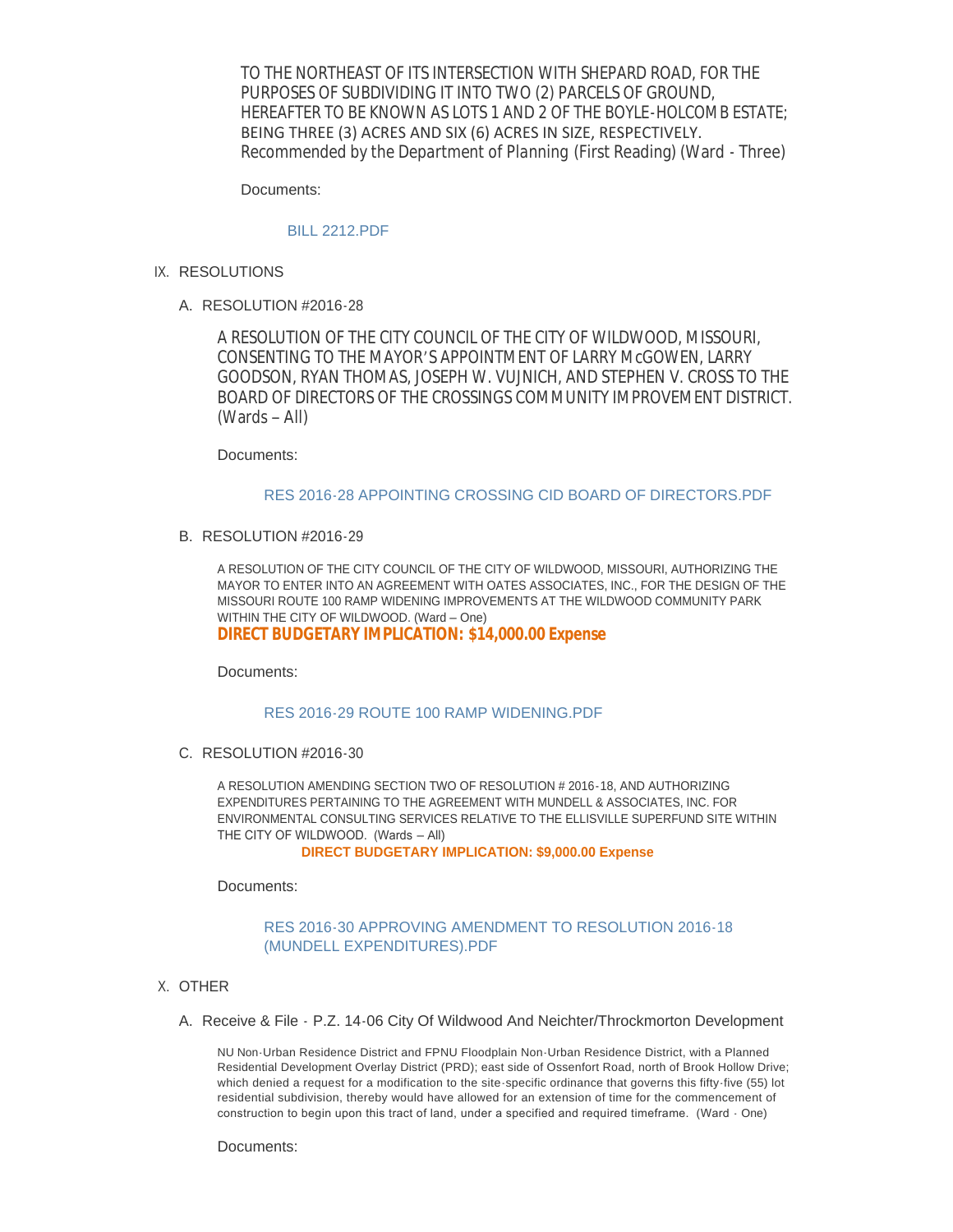TO THE NORTHEAST OF ITS INTERSECTION WITH SHEPARD ROAD, FOR THE PURPOSES OF SUBDIVIDING IT INTO TWO (2) PARCELS OF GROUND, HEREAFTER TO BE KNOWN AS LOTS 1 AND 2 OF THE BOYLE-HOLCOMB ESTATE; BEING THREE (3) ACRES AND SIX (6) ACRES IN SIZE, RESPECTIVELY. Recommended by the Department of Planning (First Reading) (Ward - Three)

Documents:

BILL 2212.PDF

IX. RESOLUTIONS

A. RESOLUTION #2016-28

A RESOLUTION OF THE CITY COUNCIL OF THE CITY OF WILDWOOD, MISSOURI, CONSENTING TO THE MAYOR'S APPOINTMENT OF LARRY McGOWEN, LARRY GOODSON, RYAN THOMAS, JOSEPH W. VUJNICH, AND STEPHEN V. CROSS TO THE BOARD OF DIRECTORS OF THE CROSSINGS COMMUNITY IMPROVEMENT DISTRICT. (Wards – All)

Documents:

RES 2016-28 APPOINTING CROSSING CID BOARD OF DIRECTORS.PDF

B. RESOLUTION #2016-29

A RESOLUTION OF THE CITY COUNCIL OF THE CITY OF WILDWOOD, MISSOURI, AUTHORIZING THE MAYOR TO ENTER INTO AN AGREEMENT WITH OATES ASSOCIATES, INC., FOR THE DESIGN OF THE MISSOURI ROUTE 100 RAMP WIDENING IMPROVEMENTS AT THE WILDWOOD COMMUNITY PARK WITHIN THE CITY OF WILDWOOD. (Ward – One)

**DIRECT BUDGETARY IMPLICATION: $14,000.00 Expense**

Documents:

RES 2016-29 ROUTE 100 RAMP WIDENING.PDF

C. RESOLUTION #2016-30

A RESOLUTION AMENDING SECTION TWO OF RESOLUTION # 2016-18, AND AUTHORIZING EXPENDITURES PERTAINING TO THE AGREEMENT WITH MUNDELL & ASSOCIATES, INC. FOR ENVIRONMENTAL CONSULTING SERVICES RELATIVE TO THE ELLISVILLE SUPERFUND SITE WITHIN THE CITY OF WILDWOOD. (Wards – All)

**DIRECT BUDGETARY IMPLICATION: $9,000.00 Expense**

Documents:

RES 2016-30 APPROVING AMENDMENT TO RESOLUTION 2016-18 (MUNDELL EXPENDITURES).PDF

X. OTHER

A. Receive & File - P.Z. 14-06 City Of Wildwood And Neichter/Throckmorton Development

NU Non-Urban Residence District and FPNU Floodplain Non-Urban Residence District, with a Planned Residential Development Overlay District (PRD); east side of Ossenfort Road, north of Brook Hollow Drive; which denied a request for a modification to the site-specific ordinance that governs this fifty-five (55) lot residential subdivision, thereby would have allowed for an extension of time for the commencement of construction to begin upon this tract of land, under a specified and required timeframe. (Ward - One)

Documents: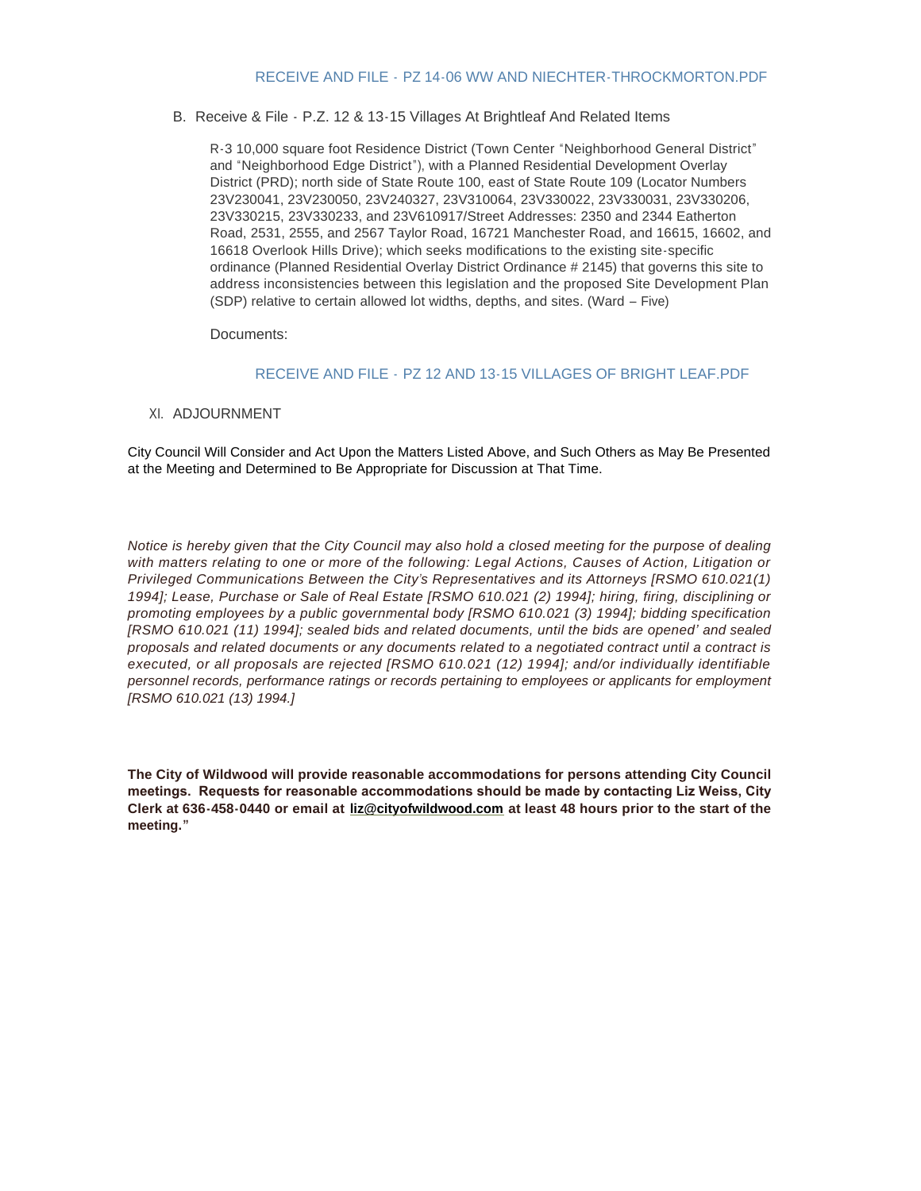RECEIVE AND FILE - PZ 14-06 WW AND NIECHTER-THROCKMORTON.PDF

B. Receive & File - P.Z. 12 & 13-15 Villages At Brightleaf And Related Items

R-3 10,000 square foot Residence District (Town Center "Neighborhood General District" and "Neighborhood Edge District"), with a Planned Residential Development Overlay District (PRD); north side of State Route 100, east of State Route 109 (Locator Numbers 23V230041, 23V230050, 23V240327, 23V310064, 23V330022, 23V330031, 23V330206, 23V330215, 23V330233, and 23V610917/Street Addresses: 2350 and 2344 Eatherton Road, 2531, 2555, and 2567 Taylor Road, 16721 Manchester Road, and 16615, 16602, and 16618 Overlook Hills Drive); which seeks modifications to the existing site-specific ordinance (Planned Residential Overlay District Ordinance # 2145) that governs this site to address inconsistencies between this legislation and the proposed Site Development Plan (SDP) relative to certain allowed lot widths, depths, and sites. (Ward – Five)

Documents:

RECEIVE AND FILE - PZ 12 AND 13-15 VILLAGES OF BRIGHT LEAF.PDF

XI. ADJOURNMENT

City Council Will Consider and Act Upon the Matters Listed Above, and Such Others as May Be Presented at the Meeting and Determined to Be Appropriate for Discussion at That Time.

*Notice is hereby given that the City Council may also hold a closed meeting for the purpose of dealing with matters relating to one or more of the following: Legal Actions, Causes of Action, Litigation or Privileged Communications Between the City's Representatives and its Attorneys [RSMO 610.021(1) 1994]; Lease, Purchase or Sale of Real Estate [RSMO 610.021 (2) 1994]; hiring, firing, disciplining or promoting employees by a public governmental body [RSMO 610.021 (3) 1994]; bidding specification [RSMO 610.021 (11) 1994]; sealed bids and related documents, until the bids are opened' and sealed proposals and related documents or any documents related to a negotiated contract until a contract is executed, or all proposals are rejected [RSMO 610.021 (12) 1994]; and/or individually identifiable personnel records, performance ratings or records pertaining to employees or applicants for employment [RSMO 610.021 (13) 1994.]*

**The City of Wildwood will provide reasonable accommodations for persons attending City Council meetings. Requests for reasonable accommodations should be made by contacting Liz Weiss, City Clerk at 636-458-0440 or email at liz@cityofwildwood.com at least 48 hours prior to the start of the meeting."**